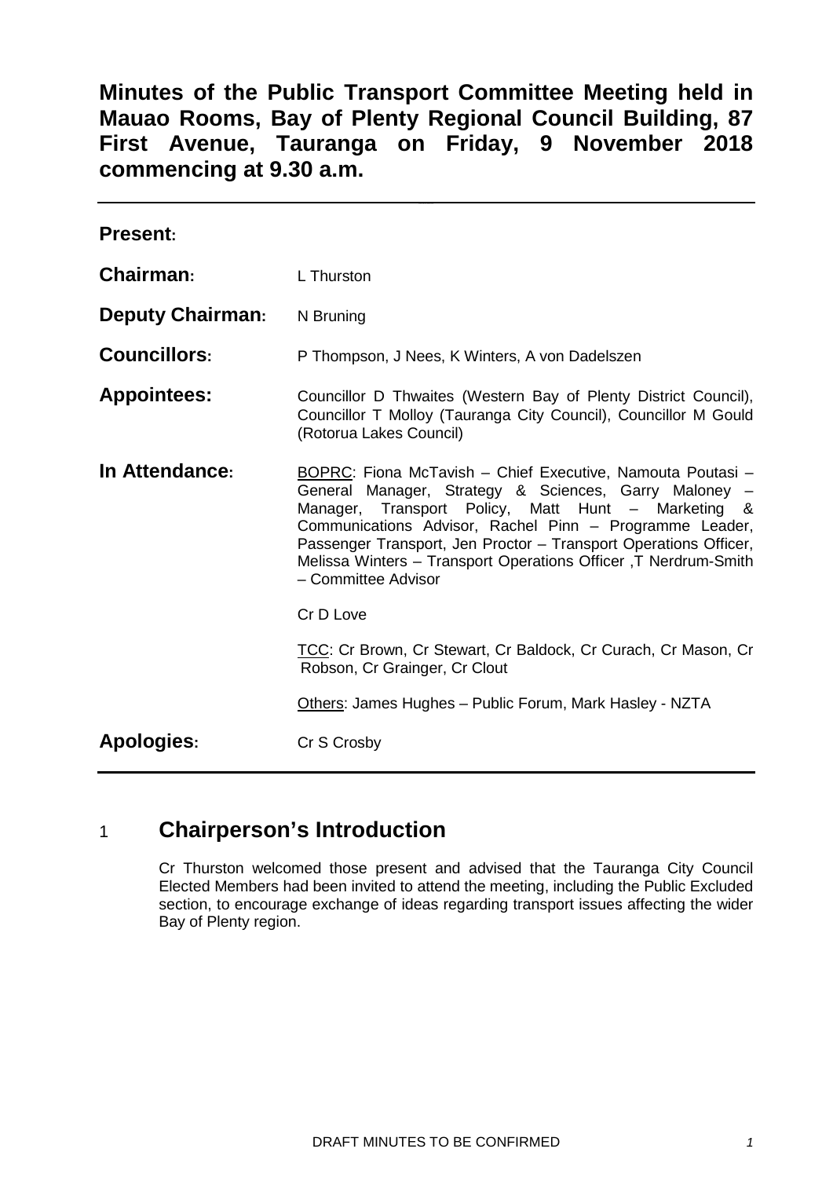# Minutes of the Public Transport Committee Meeting held in Mauao Rooms, Bay of Plenty Regional Council Building, 87 First Avenue, Tauranga on Friday, 9 November 2018 commencing at 9.30 a.m.

---

**Present:**

**Chairman:** L Thurston

**Deputy Chairman:** N Bruning

**Councillors:** P Thompson, J Nees, K Winters, A von Dadelszen

**Appointees:** Councillor D Thwaites (Western Bay of Plenty District Council), Councillor T Molloy (Tauranga City Council), Councillor M Gould (Rotorua Lakes Council)

**In Attendance:** BOPRC: Fiona McTavish – Chief Executive, Namouta Poutasi – General Manager, Strategy & Sciences, Garry Maloney – Manager, Transport Policy, Matt Hunt – Marketing & Communications Advisor, Rachel Pinn – Programme Leader, Passenger Transport, Jen Proctor – Transport Operations Officer, Melissa Winters – Transport Operations Officer ,T Nerdrum-Smith – Committee Advisor

Cr D Love

TCC: Cr Brown, Cr Stewart, Cr Baldock, Cr Curach, Cr Mason, Cr Robson, Cr Grainger, Cr Clout

Others: James Hughes – Public Forum, Mark Hasley - NZTA

**Apologies:** Cr S Crosby

---

## 1 Chairperson's Introduction

Cr Thurston welcomed those present and advised that the Tauranga City Council Elected Members had been invited to attend the meeting, including the Public Excluded section, to encourage exchange of ideas regarding transport issues affecting the wider Bay of Plenty region.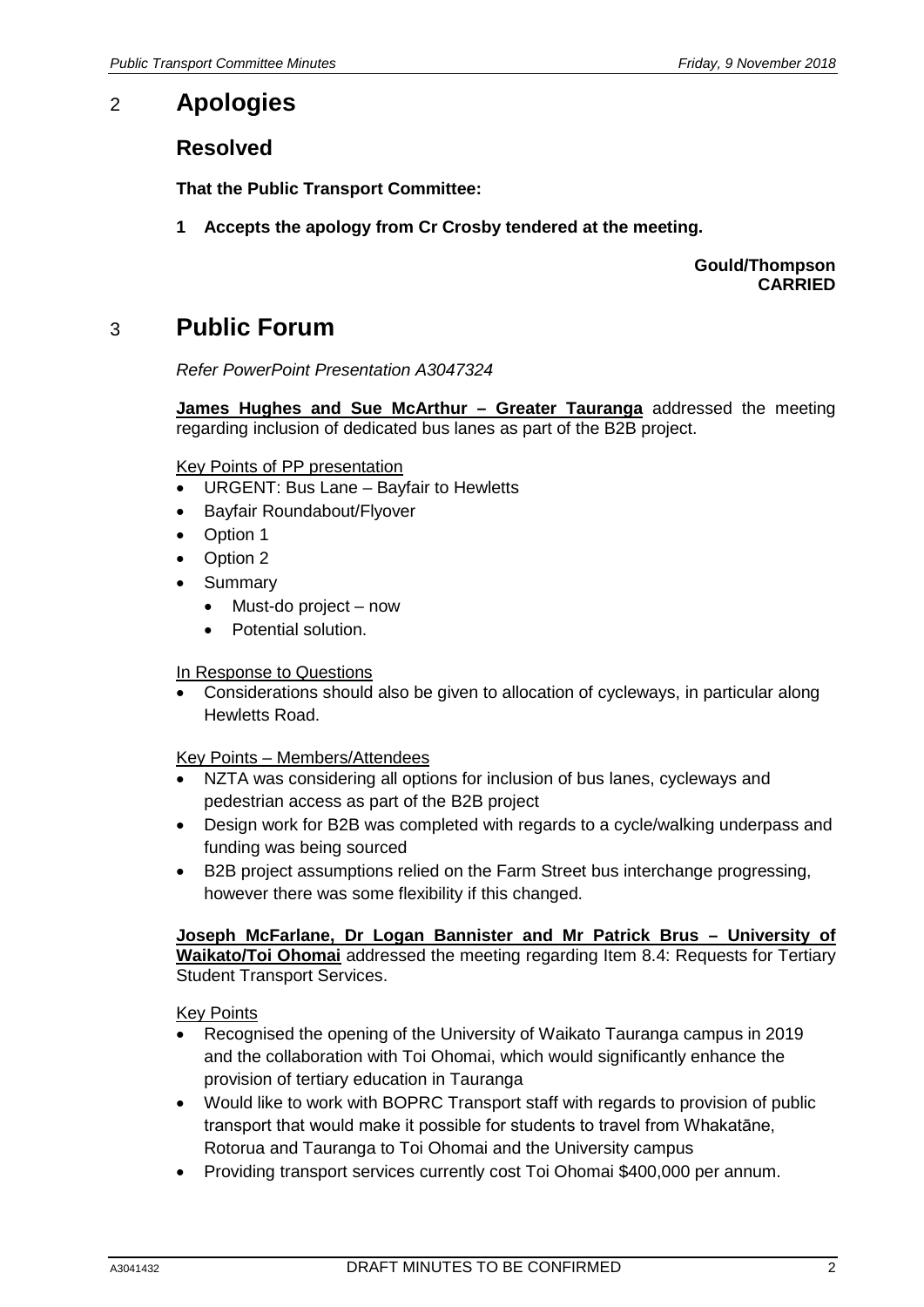## 2 Apologies

### Resolved

**That the Public Transport Committee:**

**1 Accepts the apology from Cr Crosby tendered at the meeting.**

**Gould/Thompson**
**CARRIED**

## 3 Public Forum

*Refer PowerPoint Presentation A3047324*

**James Hughes and Sue McArthur – Greater Tauranga** addressed the meeting regarding inclusion of dedicated bus lanes as part of the B2B project.

Key Points of PP presentation

- URGENT: Bus Lane – Bayfair to Hewletts
- Bayfair Roundabout/Flyover
- Option 1
- Option 2
- Summary
  - Must-do project – now
  - Potential solution.

In Response to Questions

- Considerations should also be given to allocation of cycleways, in particular along Hewletts Road.

Key Points – Members/Attendees

- NZTA was considering all options for inclusion of bus lanes, cycleways and pedestrian access as part of the B2B project
- Design work for B2B was completed with regards to a cycle/walking underpass and funding was being sourced
- B2B project assumptions relied on the Farm Street bus interchange progressing, however there was some flexibility if this changed.

**Joseph McFarlane, Dr Logan Bannister and Mr Patrick Brus – University of Waikato/Toi Ohomai** addressed the meeting regarding Item 8.4: Requests for Tertiary Student Transport Services.

Key Points

- Recognised the opening of the University of Waikato Tauranga campus in 2019 and the collaboration with Toi Ohomai, which would significantly enhance the provision of tertiary education in Tauranga
- Would like to work with BOPRC Transport staff with regards to provision of public transport that would make it possible for students to travel from Whakatāne, Rotorua and Tauranga to Toi Ohomai and the University campus
- Providing transport services currently cost Toi Ohomai $400,000 per annum.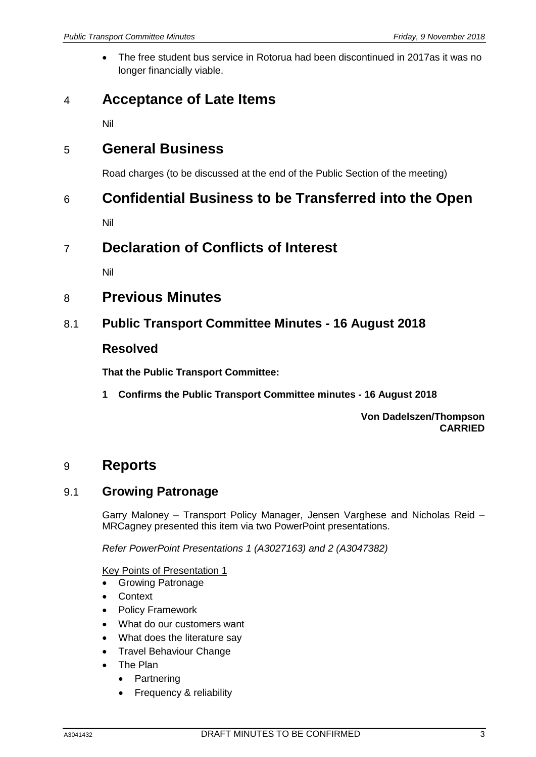- The free student bus service in Rotorua had been discontinued in 2017as it was no longer financially viable.

## 4 Acceptance of Late Items

Nil

## 5 General Business

Road charges (to be discussed at the end of the Public Section of the meeting)

## 6 Confidential Business to be Transferred into the Open

Nil

## 7 Declaration of Conflicts of Interest

Nil

## 8 Previous Minutes

### 8.1 Public Transport Committee Minutes - 16 August 2018

### Resolved

**That the Public Transport Committee:**

**1 Confirms the Public Transport Committee minutes - 16 August 2018**

**Von Dadelszen/Thompson**
**CARRIED**

## 9 Reports

### 9.1 Growing Patronage

Garry Maloney – Transport Policy Manager, Jensen Varghese and Nicholas Reid – MRCagney presented this item via two PowerPoint presentations.

*Refer PowerPoint Presentations 1 (A3027163) and 2 (A3047382)*

Key Points of Presentation 1

- Growing Patronage
- Context
- Policy Framework
- What do our customers want
- What does the literature say
- Travel Behaviour Change
- The Plan
  - Partnering
  - Frequency & reliability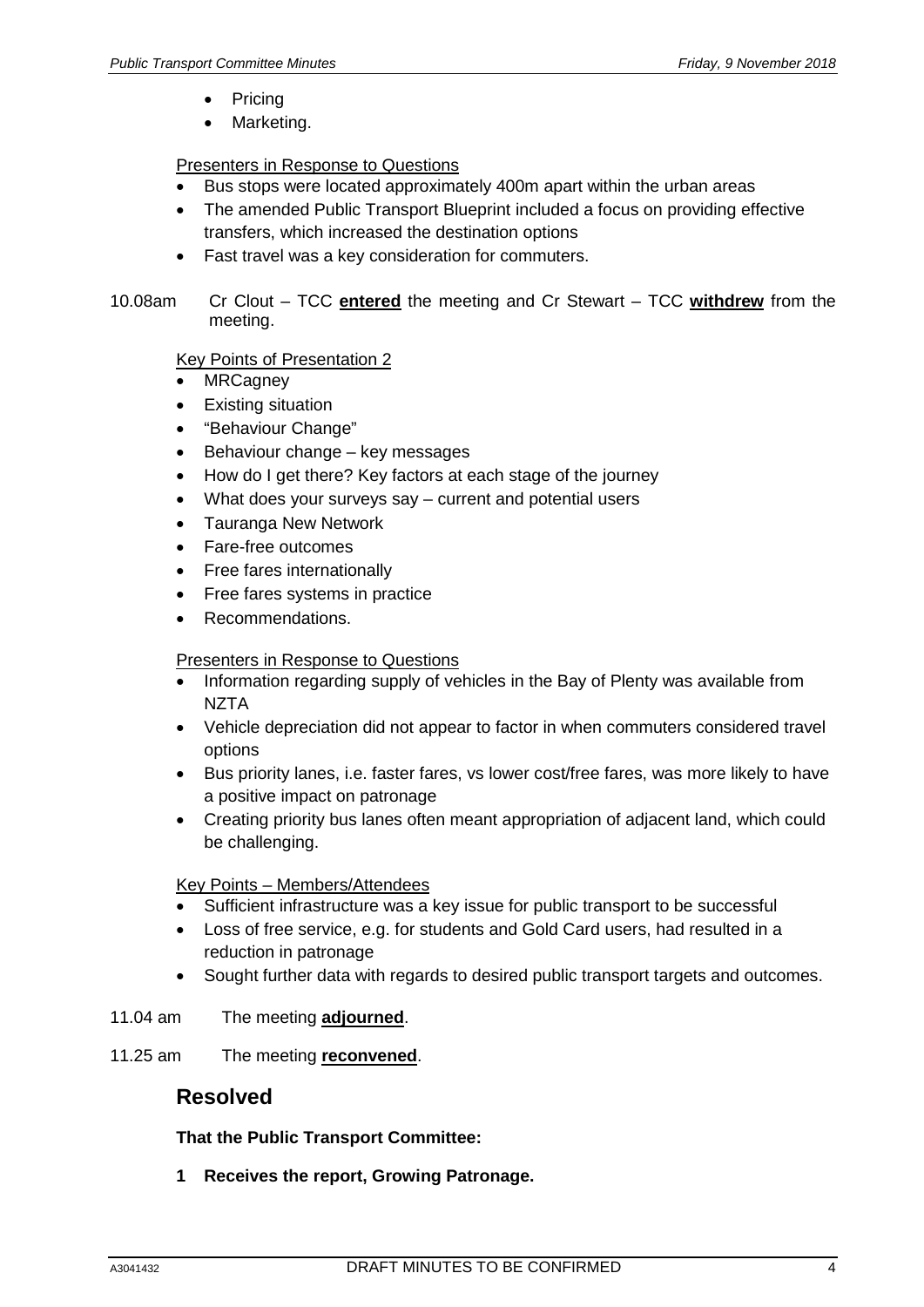- Pricing
- Marketing.

Presenters in Response to Questions

- Bus stops were located approximately 400m apart within the urban areas
- The amended Public Transport Blueprint included a focus on providing effective transfers, which increased the destination options
- Fast travel was a key consideration for commuters.

10.08am Cr Clout – TCC **entered** the meeting and Cr Stewart – TCC **withdrew** from the meeting.

Key Points of Presentation 2

- MRCagney
- Existing situation
- "Behaviour Change"
- Behaviour change – key messages
- How do I get there? Key factors at each stage of the journey
- What does your surveys say – current and potential users
- Tauranga New Network
- Fare-free outcomes
- Free fares internationally
- Free fares systems in practice
- Recommendations.

Presenters in Response to Questions

- Information regarding supply of vehicles in the Bay of Plenty was available from NZTA
- Vehicle depreciation did not appear to factor in when commuters considered travel options
- Bus priority lanes, i.e. faster fares, vs lower cost/free fares, was more likely to have a positive impact on patronage
- Creating priority bus lanes often meant appropriation of adjacent land, which could be challenging.

Key Points – Members/Attendees

- Sufficient infrastructure was a key issue for public transport to be successful
- Loss of free service, e.g. for students and Gold Card users, had resulted in a reduction in patronage
- Sought further data with regards to desired public transport targets and outcomes.

11.04 am The meeting **adjourned**.

11.25 am The meeting **reconvened**.

## Resolved

**That the Public Transport Committee:**

**1 Receives the report, Growing Patronage.**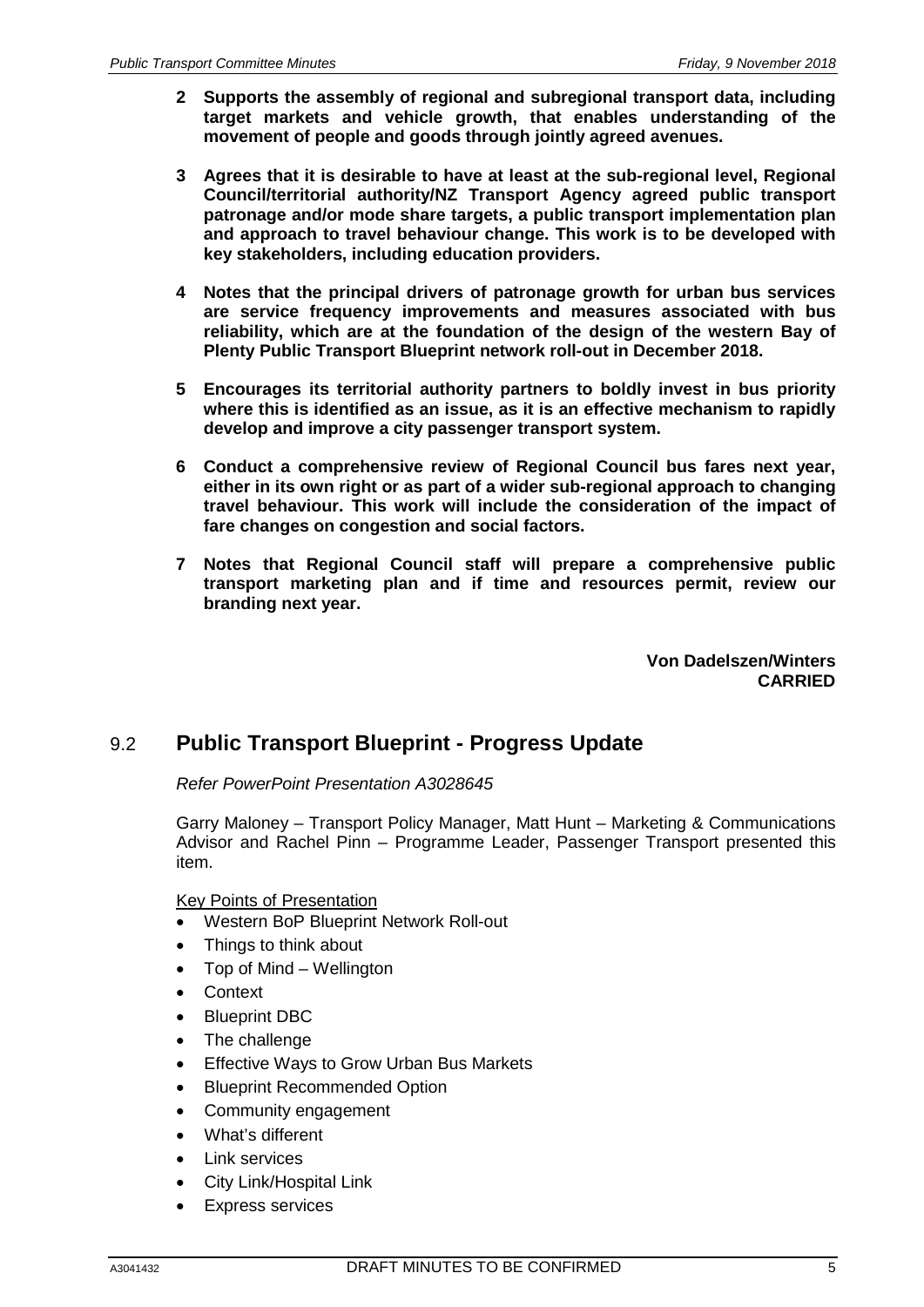**2 Supports the assembly of regional and subregional transport data, including target markets and vehicle growth, that enables understanding of the movement of people and goods through jointly agreed avenues.**

**3 Agrees that it is desirable to have at least at the sub-regional level, Regional Council/territorial authority/NZ Transport Agency agreed public transport patronage and/or mode share targets, a public transport implementation plan and approach to travel behaviour change. This work is to be developed with key stakeholders, including education providers.**

**4 Notes that the principal drivers of patronage growth for urban bus services are service frequency improvements and measures associated with bus reliability, which are at the foundation of the design of the western Bay of Plenty Public Transport Blueprint network roll-out in December 2018.**

**5 Encourages its territorial authority partners to boldly invest in bus priority where this is identified as an issue, as it is an effective mechanism to rapidly develop and improve a city passenger transport system.**

**6 Conduct a comprehensive review of Regional Council bus fares next year, either in its own right or as part of a wider sub-regional approach to changing travel behaviour. This work will include the consideration of the impact of fare changes on congestion and social factors.**

**7 Notes that Regional Council staff will prepare a comprehensive public transport marketing plan and if time and resources permit, review our branding next year.**

**Von Dadelszen/Winters**
**CARRIED**

## 9.2 Public Transport Blueprint - Progress Update

*Refer PowerPoint Presentation A3028645*

Garry Maloney – Transport Policy Manager, Matt Hunt – Marketing & Communications Advisor and Rachel Pinn – Programme Leader, Passenger Transport presented this item.

Key Points of Presentation

- Western BoP Blueprint Network Roll-out
- Things to think about
- Top of Mind – Wellington
- Context
- Blueprint DBC
- The challenge
- Effective Ways to Grow Urban Bus Markets
- Blueprint Recommended Option
- Community engagement
- What's different
- Link services
- City Link/Hospital Link
- Express services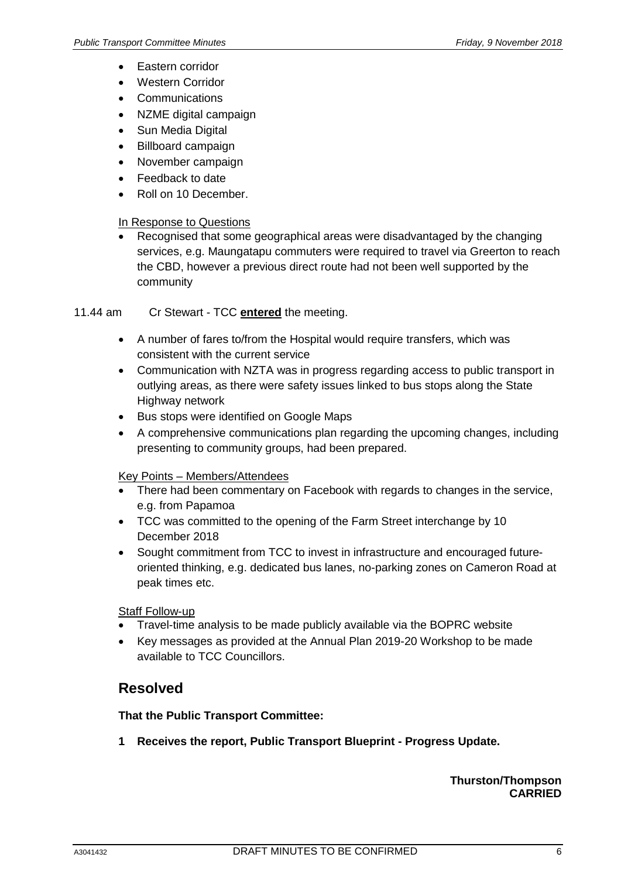- Eastern corridor
- Western Corridor
- Communications
- NZME digital campaign
- Sun Media Digital
- Billboard campaign
- November campaign
- Feedback to date
- Roll on 10 December.

In Response to Questions

- Recognised that some geographical areas were disadvantaged by the changing services, e.g. Maungatapu commuters were required to travel via Greerton to reach the CBD, however a previous direct route had not been well supported by the community

11.44 am Cr Stewart - TCC **entered** the meeting.

- A number of fares to/from the Hospital would require transfers, which was consistent with the current service
- Communication with NZTA was in progress regarding access to public transport in outlying areas, as there were safety issues linked to bus stops along the State Highway network
- Bus stops were identified on Google Maps
- A comprehensive communications plan regarding the upcoming changes, including presenting to community groups, had been prepared.

Key Points – Members/Attendees

- There had been commentary on Facebook with regards to changes in the service, e.g. from Papamoa
- TCC was committed to the opening of the Farm Street interchange by 10 December 2018
- Sought commitment from TCC to invest in infrastructure and encouraged future-oriented thinking, e.g. dedicated bus lanes, no-parking zones on Cameron Road at peak times etc.

Staff Follow-up

- Travel-time analysis to be made publicly available via the BOPRC website
- Key messages as provided at the Annual Plan 2019-20 Workshop to be made available to TCC Councillors.

## Resolved

**That the Public Transport Committee:**

**1 Receives the report, Public Transport Blueprint - Progress Update.**

**Thurston/Thompson**
**CARRIED**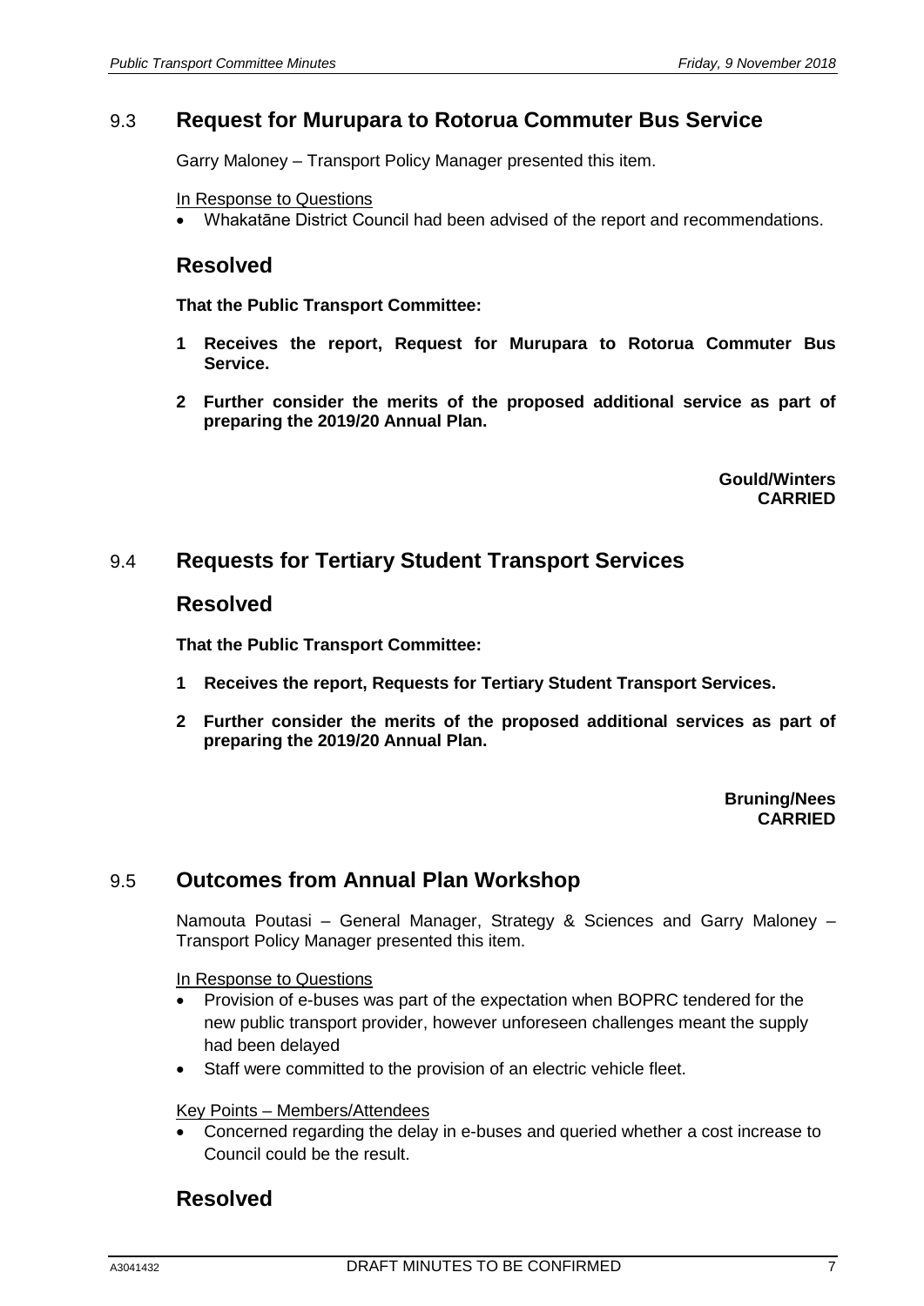## 9.3 Request for Murupara to Rotorua Commuter Bus Service

Garry Maloney – Transport Policy Manager presented this item.

In Response to Questions

- Whakatāne District Council had been advised of the report and recommendations.

### Resolved

**That the Public Transport Committee:**

**1 Receives the report, Request for Murupara to Rotorua Commuter Bus Service.**

**2 Further consider the merits of the proposed additional service as part of preparing the 2019/20 Annual Plan.**

**Gould/Winters**
**CARRIED**

## 9.4 Requests for Tertiary Student Transport Services

### Resolved

**That the Public Transport Committee:**

**1 Receives the report, Requests for Tertiary Student Transport Services.**

**2 Further consider the merits of the proposed additional services as part of preparing the 2019/20 Annual Plan.**

**Bruning/Nees**
**CARRIED**

## 9.5 Outcomes from Annual Plan Workshop

Namouta Poutasi – General Manager, Strategy & Sciences and Garry Maloney – Transport Policy Manager presented this item.

In Response to Questions

- Provision of e-buses was part of the expectation when BOPRC tendered for the new public transport provider, however unforeseen challenges meant the supply had been delayed
- Staff were committed to the provision of an electric vehicle fleet.

Key Points – Members/Attendees

- Concerned regarding the delay in e-buses and queried whether a cost increase to Council could be the result.

### Resolved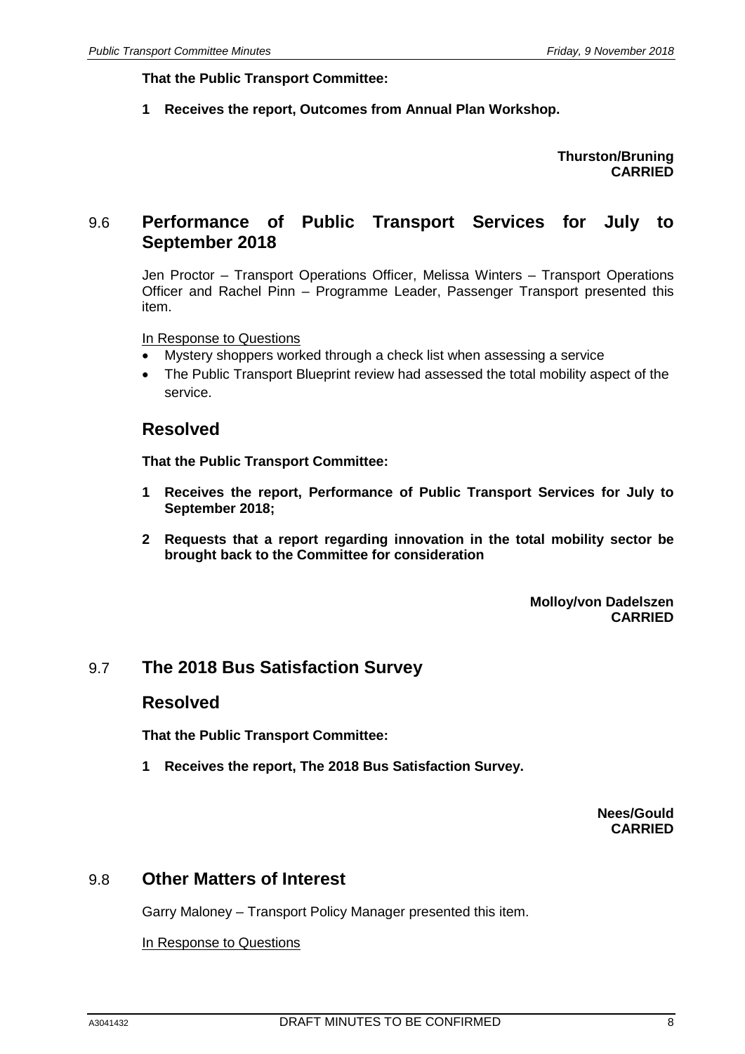**That the Public Transport Committee:**

**1 Receives the report, Outcomes from Annual Plan Workshop.**

**Thurston/Bruning**
**CARRIED**

## 9.6 Performance of Public Transport Services for July to September 2018

Jen Proctor – Transport Operations Officer, Melissa Winters – Transport Operations Officer and Rachel Pinn – Programme Leader, Passenger Transport presented this item.

In Response to Questions

- Mystery shoppers worked through a check list when assessing a service
- The Public Transport Blueprint review had assessed the total mobility aspect of the service.

### Resolved

**That the Public Transport Committee:**

**1 Receives the report, Performance of Public Transport Services for July to September 2018;**

**2 Requests that a report regarding innovation in the total mobility sector be brought back to the Committee for consideration**

**Molloy/von Dadelszen**
**CARRIED**

## 9.7 The 2018 Bus Satisfaction Survey

### Resolved

**That the Public Transport Committee:**

**1 Receives the report, The 2018 Bus Satisfaction Survey.**

**Nees/Gould**
**CARRIED**

## 9.8 Other Matters of Interest

Garry Maloney – Transport Policy Manager presented this item.

In Response to Questions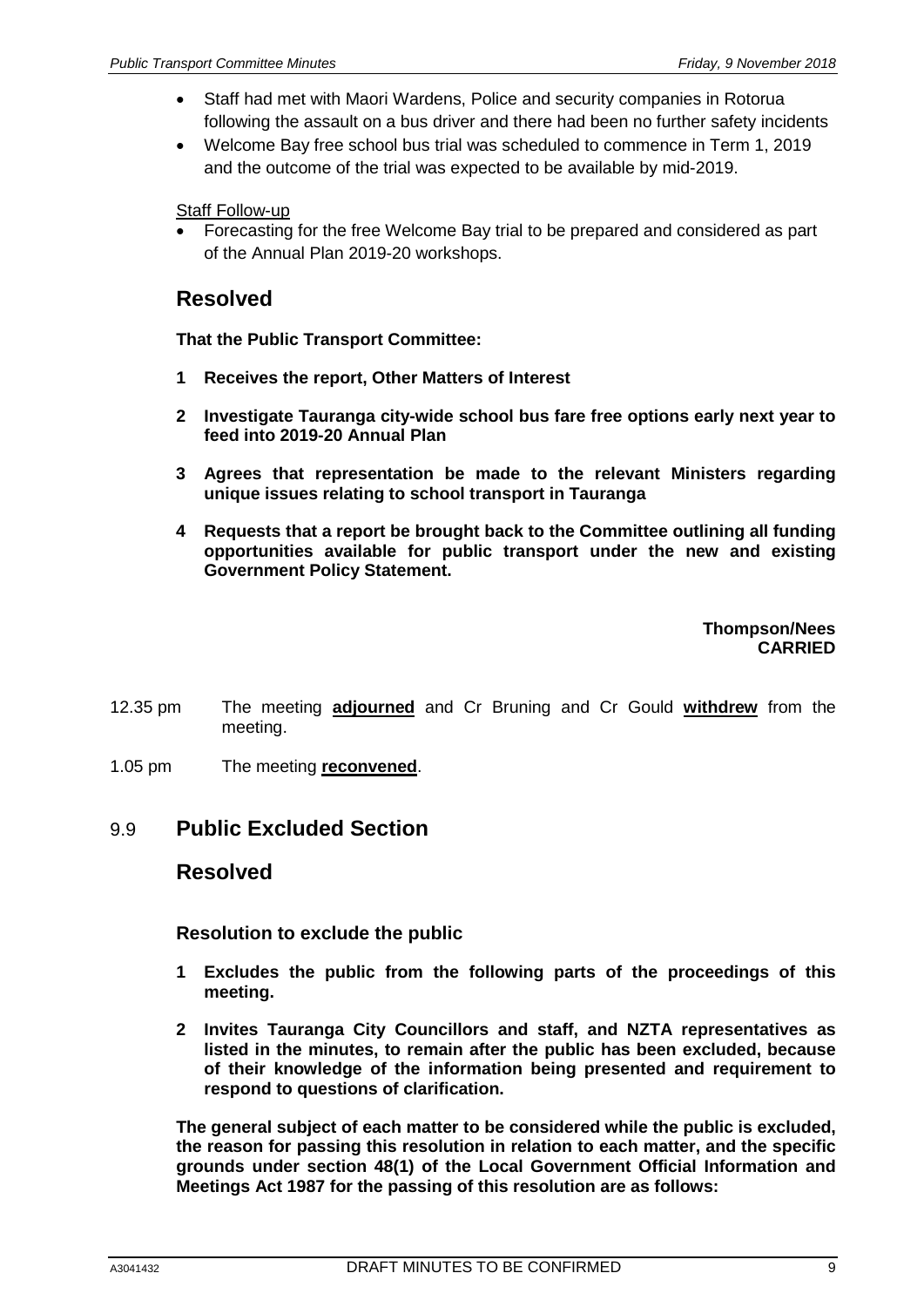- Staff had met with Maori Wardens, Police and security companies in Rotorua following the assault on a bus driver and there had been no further safety incidents
- Welcome Bay free school bus trial was scheduled to commence in Term 1, 2019 and the outcome of the trial was expected to be available by mid-2019.

Staff Follow-up

- Forecasting for the free Welcome Bay trial to be prepared and considered as part of the Annual Plan 2019-20 workshops.

## Resolved

**That the Public Transport Committee:**

**1 Receives the report, Other Matters of Interest**

**2 Investigate Tauranga city-wide school bus fare free options early next year to feed into 2019-20 Annual Plan**

**3 Agrees that representation be made to the relevant Ministers regarding unique issues relating to school transport in Tauranga**

**4 Requests that a report be brought back to the Committee outlining all funding opportunities available for public transport under the new and existing Government Policy Statement.**

**Thompson/Nees**
**CARRIED**

12.35 pm The meeting **adjourned** and Cr Bruning and Cr Gould **withdrew** from the meeting.

1.05 pm The meeting **reconvened**.

# 9.9 Public Excluded Section

## Resolved

### Resolution to exclude the public

**1 Excludes the public from the following parts of the proceedings of this meeting.**

**2 Invites Tauranga City Councillors and staff, and NZTA representatives as listed in the minutes, to remain after the public has been excluded, because of their knowledge of the information being presented and requirement to respond to questions of clarification.**

**The general subject of each matter to be considered while the public is excluded, the reason for passing this resolution in relation to each matter, and the specific grounds under section 48(1) of the Local Government Official Information and Meetings Act 1987 for the passing of this resolution are as follows:**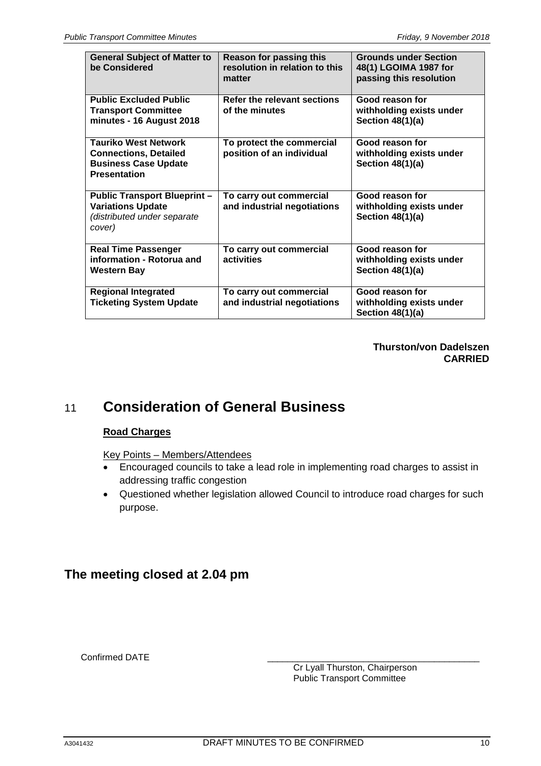| General Subject of Matter to be Considered | Reason for passing this resolution in relation to this matter | Grounds under Section 48(1) LGOIMA 1987 for passing this resolution |
|---|---|---|
| **Public Excluded Public Transport Committee minutes - 16 August 2018** | **Refer the relevant sections of the minutes** | **Good reason for withholding exists under Section 48(1)(a)** |
| **Tauriko West Network Connections, Detailed Business Case Update Presentation** | **To protect the commercial position of an individual** | **Good reason for withholding exists under Section 48(1)(a)** |
| **Public Transport Blueprint – Variations Update** *(distributed under separate cover)* | **To carry out commercial and industrial negotiations** | **Good reason for withholding exists under Section 48(1)(a)** |
| **Real Time Passenger information - Rotorua and Western Bay** | **To carry out commercial activities** | **Good reason for withholding exists under Section 48(1)(a)** |
| **Regional Integrated Ticketing System Update** | **To carry out commercial and industrial negotiations** | **Good reason for withholding exists under Section 48(1)(a)** |

**Thurston/von Dadelszen**
**CARRIED**

# 11 Consideration of General Business

**Road Charges**

Key Points – Members/Attendees

- Encouraged councils to take a lead role in implementing road charges to assist in addressing traffic congestion
- Questioned whether legislation allowed Council to introduce road charges for such purpose.

## The meeting closed at 2.04 pm

Confirmed DATE

\_\_\_\_\_\_\_\_\_\_\_\_\_\_\_\_\_\_\_\_\_\_\_\_\_\_\_\_\_\_\_\_\_\_\_\_\_\_\_\_\_\_

Cr Lyall Thurston, Chairperson
Public Transport Committee

A3041432 DRAFT MINUTES TO BE CONFIRMED